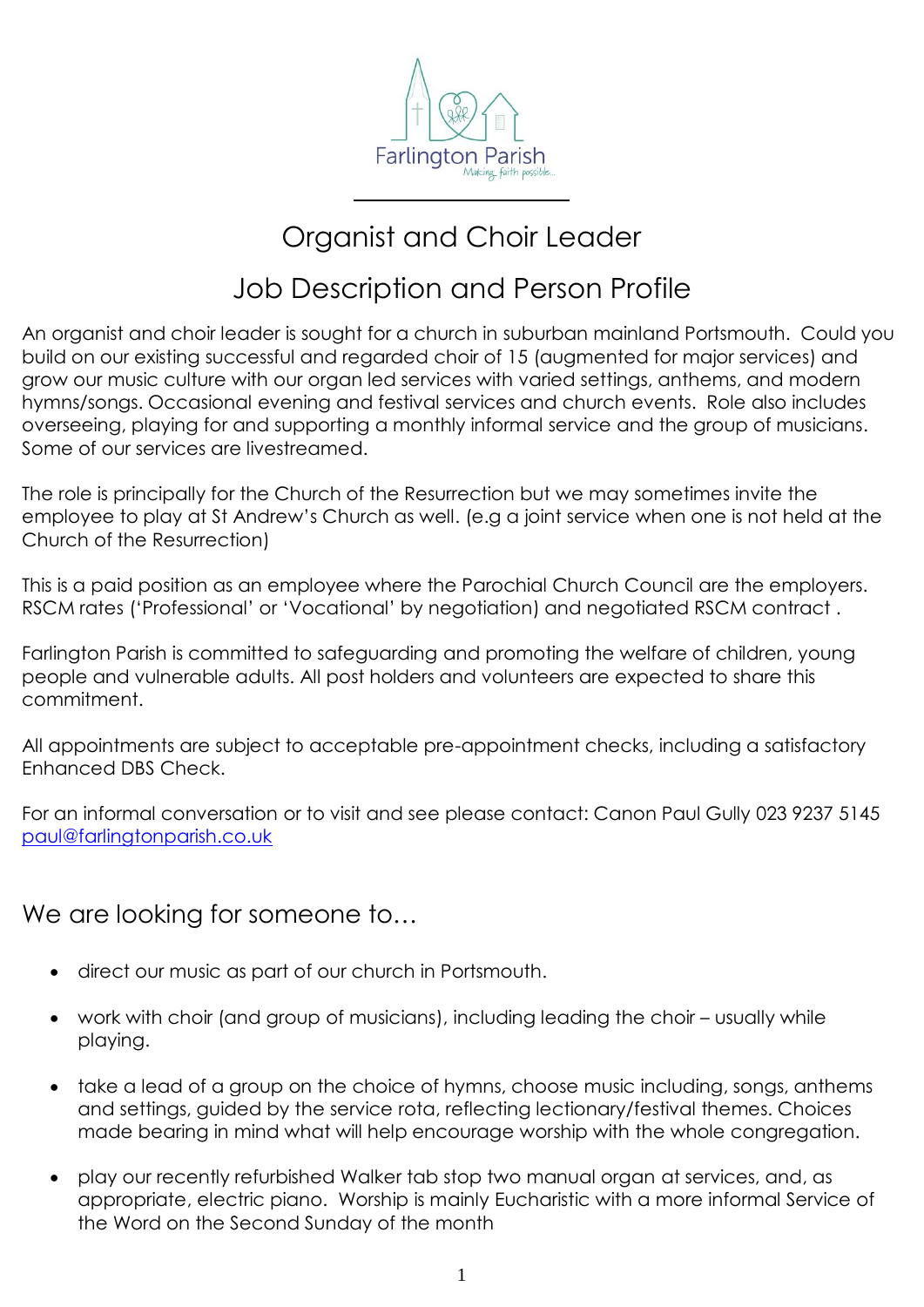Farlington Parish

*Making faith possible...*

# Organist and Choir Leader

## Job Description and Person Profile

An organist and choir leader is sought for a church in suburban mainland Portsmouth. Could you build on our existing successful and regarded choir of 15 (augmented for major services) and grow our music culture with our organ led services with varied settings, anthems, and modern hymns/songs. Occasional evening and festival services and church events. Role also includes overseeing, playing for and supporting a monthly informal service and the group of musicians. Some of our services are livestreamed.

The role is principally for the Church of the Resurrection but we may sometimes invite the employee to play at St Andrew's Church as well. (e.g a joint service when one is not held at the Church of the Resurrection)

This is a paid position as an employee where the Parochial Church Council are the employers. RSCM rates ('Professional' or 'Vocational' by negotiation) and negotiated RSCM contract .

Farlington Parish is committed to safeguarding and promoting the welfare of children, young people and vulnerable adults. All post holders and volunteers are expected to share this commitment.

All appointments are subject to acceptable pre-appointment checks, including a satisfactory Enhanced DBS Check.

For an informal conversation or to visit and see please contact: Canon Paul Gully 023 9237 5145 [paul@farlingtonparish.co.uk](mailto:paul@farlingtonparish.co.uk)

## We are looking for someone to…

- direct our music as part of our church in Portsmouth.
- work with choir (and group of musicians), including leading the choir – usually while playing.
- take a lead of a group on the choice of hymns, choose music including, songs, anthems and settings, guided by the service rota, reflecting lectionary/festival themes. Choices made bearing in mind what will help encourage worship with the whole congregation.
- play our recently refurbished Walker tab stop two manual organ at services, and, as appropriate, electric piano. Worship is mainly Eucharistic with a more informal Service of the Word on the Second Sunday of the month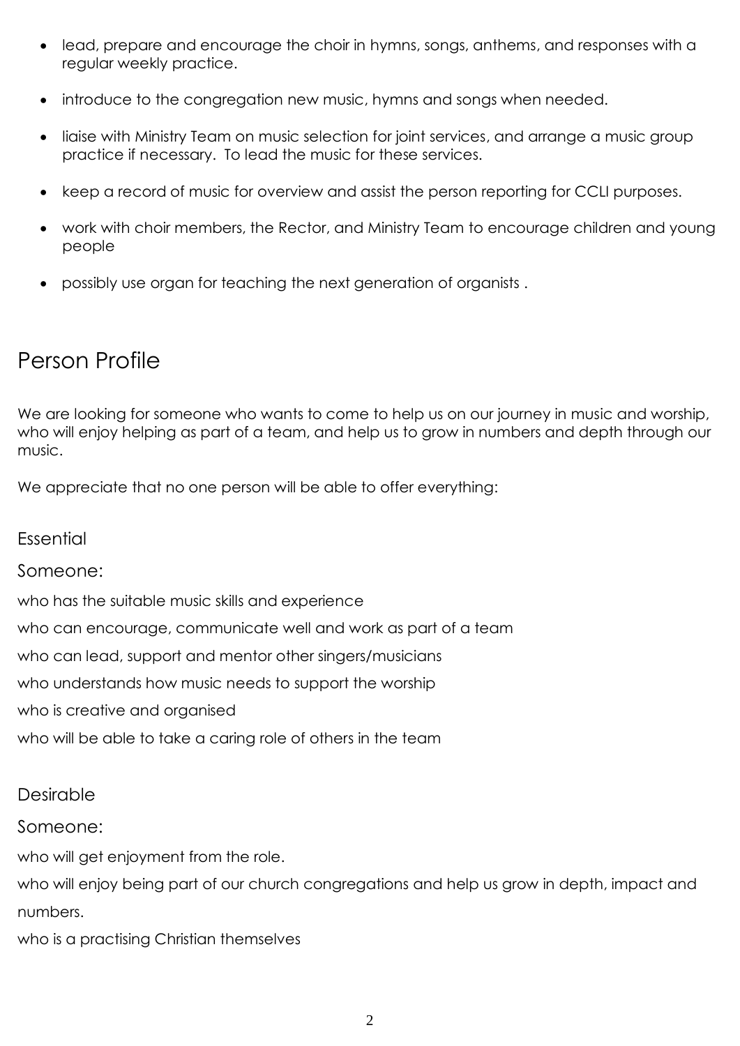- lead, prepare and encourage the choir in hymns, songs, anthems, and responses with a regular weekly practice.
- introduce to the congregation new music, hymns and songs when needed.
- liaise with Ministry Team on music selection for joint services, and arrange a music group practice if necessary. To lead the music for these services.
- keep a record of music for overview and assist the person reporting for CCLI purposes.
- work with choir members, the Rector, and Ministry Team to encourage children and young people
- possibly use organ for teaching the next generation of organists .

# Person Profile

We are looking for someone who wants to come to help us on our journey in music and worship, who will enjoy helping as part of a team, and help us to grow in numbers and depth through our music.

We appreciate that no one person will be able to offer everything:

## Essential

Someone:

who has the suitable music skills and experience

who can encourage, communicate well and work as part of a team

who can lead, support and mentor other singers/musicians

who understands how music needs to support the worship

who is creative and organised

who will be able to take a caring role of others in the team

## Desirable

Someone:

who will get enjoyment from the role.

who will enjoy being part of our church congregations and help us grow in depth, impact and numbers.

who is a practising Christian themselves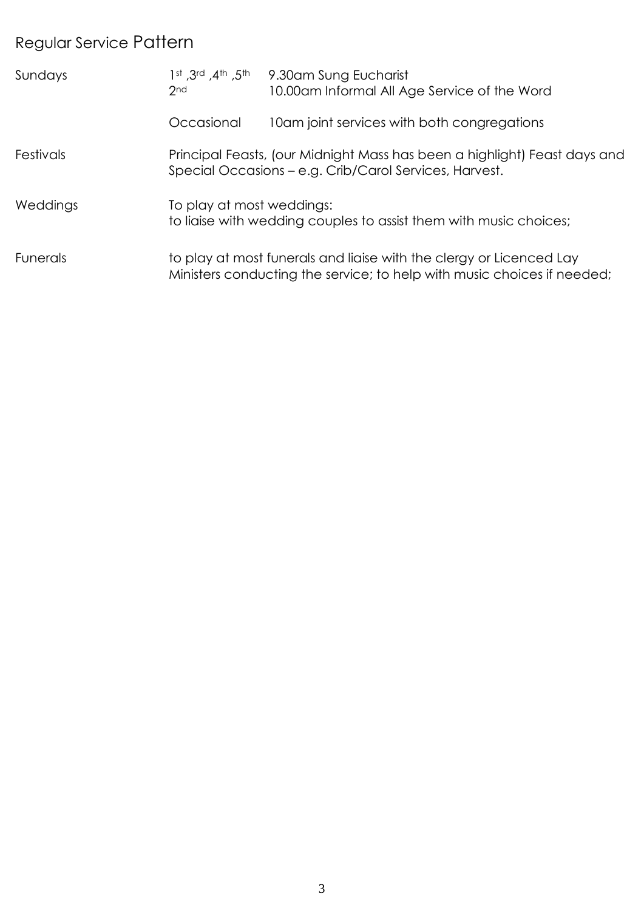## Regular Service Pattern

| | | |
|---|---|---|
| Sundays | 1st ,3rd ,4th ,5th | 9.30am Sung Eucharist |
| | 2nd | 10.00am Informal All Age Service of the Word |
| | Occasional | 10am joint services with both congregations |
| Festivals | Principal Feasts, (our Midnight Mass has been a highlight) Feast days and Special Occasions – e.g. Crib/Carol Services, Harvest. | |
| Weddings | To play at most weddings: to liaise with wedding couples to assist them with music choices; | |
| Funerals | to play at most funerals and liaise with the clergy or Licenced Lay Ministers conducting the service; to help with music choices if needed; | |